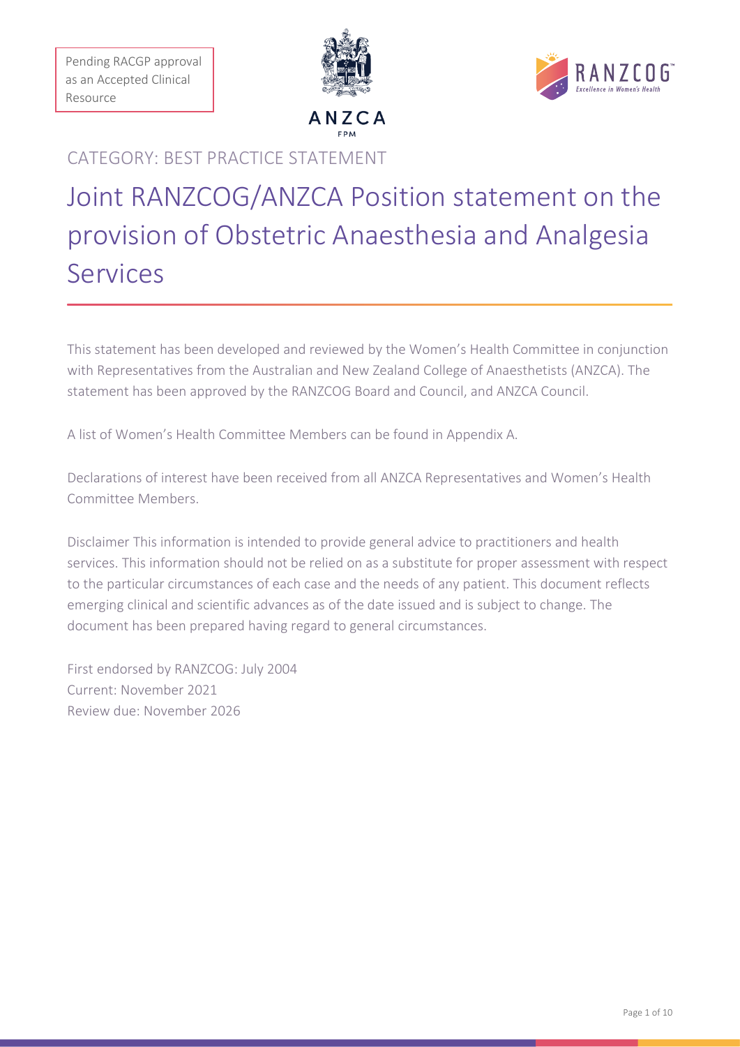Pending RACGP approval as an Accepted Clinical Resource

ANZCA

FPM

RANZCOG

*Excellence in Women's Health*

CATEGORY: BEST PRACTICE STATEMENT

# Joint RANZCOG/ANZCA Position statement on the provision of Obstetric Anaesthesia and Analgesia Services

This statement has been developed and reviewed by the Women's Health Committee in conjunction with Representatives from the Australian and New Zealand College of Anaesthetists (ANZCA). The statement has been approved by the RANZCOG Board and Council, and ANZCA Council.

A list of Women's Health Committee Members can be found in Appendix A.

Declarations of interest have been received from all ANZCA Representatives and Women's Health Committee Members.

Disclaimer This information is intended to provide general advice to practitioners and health services. This information should not be relied on as a substitute for proper assessment with respect to the particular circumstances of each case and the needs of any patient. This document reflects emerging clinical and scientific advances as of the date issued and is subject to change. The document has been prepared having regard to general circumstances.

First endorsed by RANZCOG: July 2004
Current: November 2021
Review due: November 2026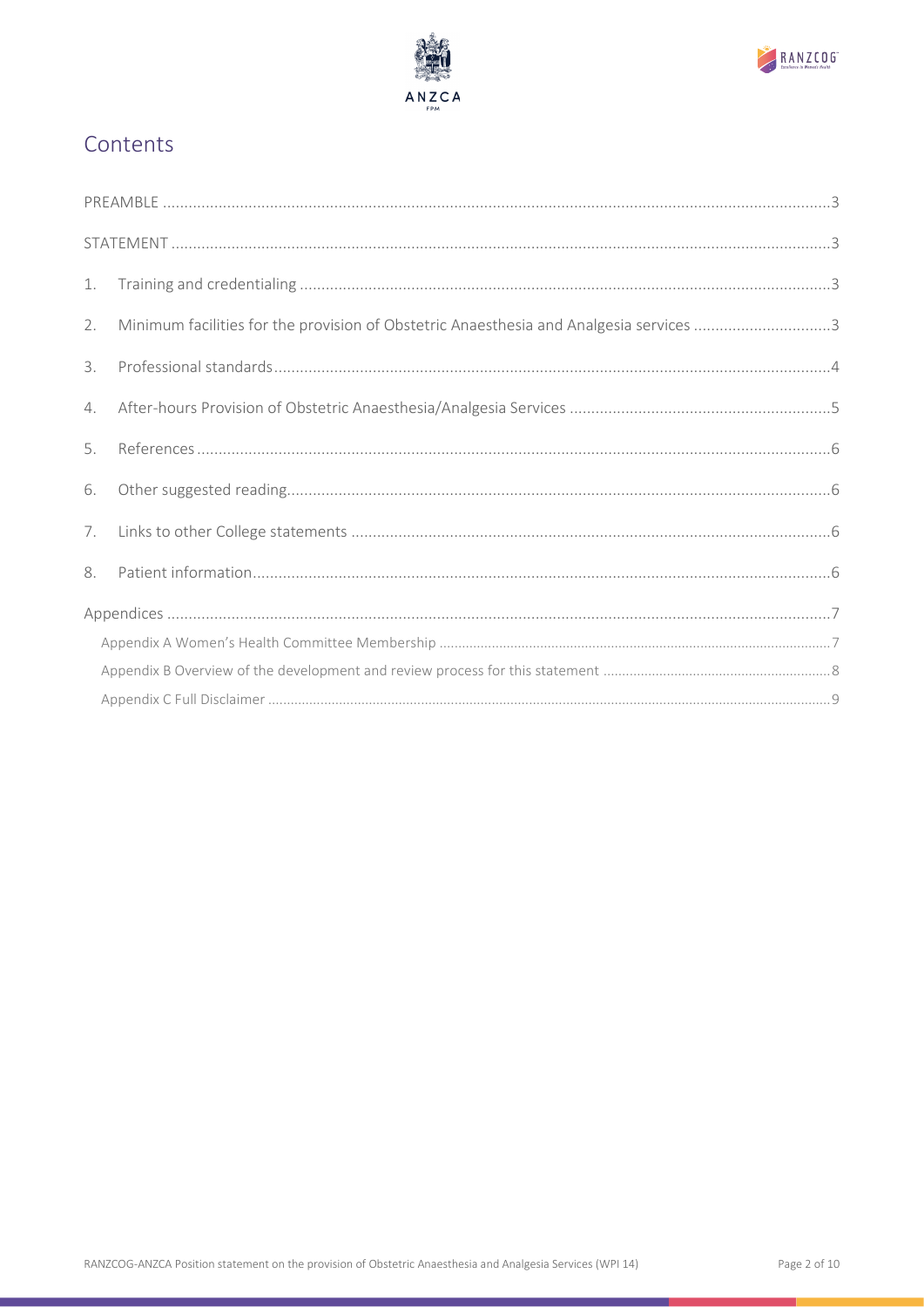# Contents

PREAMBLE ....3

STATEMENT ....3

1. Training and credentialing ....3
2. Minimum facilities for the provision of Obstetric Anaesthesia and Analgesia services ....3
3. Professional standards....4
4. After-hours Provision of Obstetric Anaesthesia/Analgesia Services ....5
5. References....6
6. Other suggested reading....6
7. Links to other College statements ....6
8. Patient information....6

Appendices ....7

- Appendix A Women's Health Committee Membership ....7
- Appendix B Overview of the development and review process for this statement ....8
- Appendix C Full Disclaimer ....9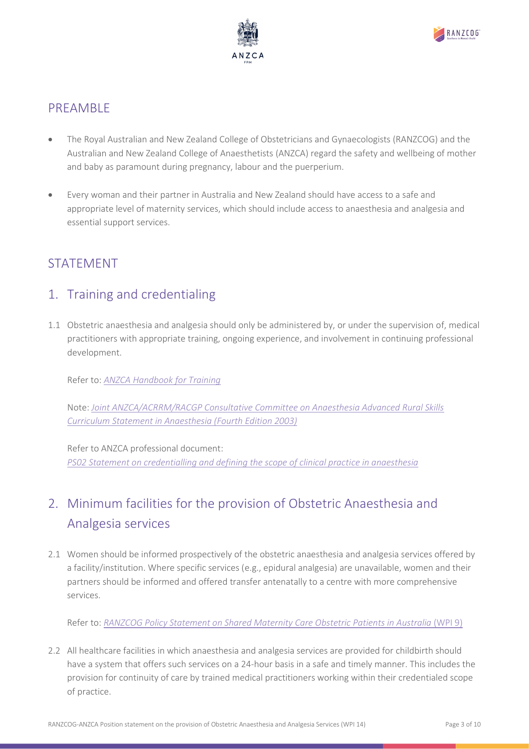## PREAMBLE

- The Royal Australian and New Zealand College of Obstetricians and Gynaecologists (RANZCOG) and the Australian and New Zealand College of Anaesthetists (ANZCA) regard the safety and wellbeing of mother and baby as paramount during pregnancy, labour and the puerperium.
- Every woman and their partner in Australia and New Zealand should have access to a safe and appropriate level of maternity services, which should include access to anaesthesia and analgesia and essential support services.

## STATEMENT

## 1. Training and credentialing

1.1 Obstetric anaesthesia and analgesia should only be administered by, or under the supervision of, medical practitioners with appropriate training, ongoing experience, and involvement in continuing professional development.

Refer to: *ANZCA Handbook for Training*

Note: *Joint ANZCA/ACRRM/RACGP Consultative Committee on Anaesthesia Advanced Rural Skills Curriculum Statement in Anaesthesia (Fourth Edition 2003)*

Refer to ANZCA professional document:
*PS02 Statement on credentialling and defining the scope of clinical practice in anaesthesia*

## 2. Minimum facilities for the provision of Obstetric Anaesthesia and Analgesia services

2.1 Women should be informed prospectively of the obstetric anaesthesia and analgesia services offered by a facility/institution. Where specific services (e.g., epidural analgesia) are unavailable, women and their partners should be informed and offered transfer antenatally to a centre with more comprehensive services.

Refer to: *RANZCOG Policy Statement on Shared Maternity Care Obstetric Patients in Australia* (WPI 9)

2.2 All healthcare facilities in which anaesthesia and analgesia services are provided for childbirth should have a system that offers such services on a 24-hour basis in a safe and timely manner. This includes the provision for continuity of care by trained medical practitioners working within their credentialed scope of practice.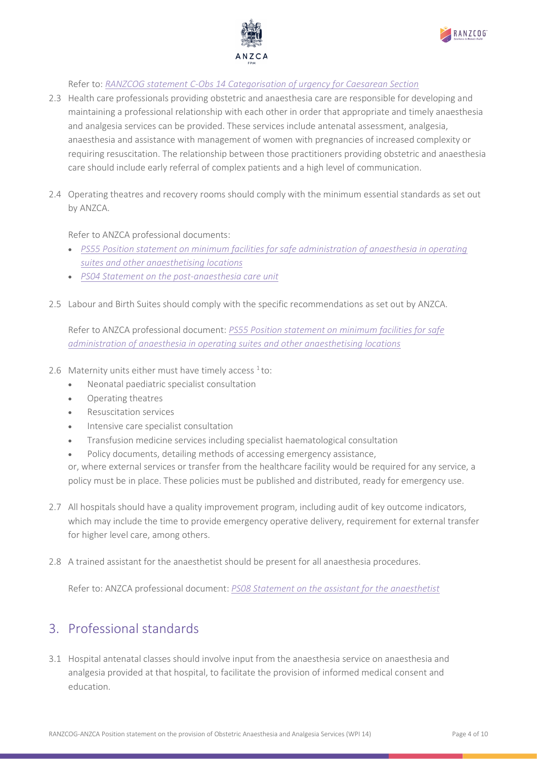Refer to: *RANZCOG statement C-Obs 14 Categorisation of urgency for Caesarean Section*

2.3 Health care professionals providing obstetric and anaesthesia care are responsible for developing and maintaining a professional relationship with each other in order that appropriate and timely anaesthesia and analgesia services can be provided. These services include antenatal assessment, analgesia, anaesthesia and assistance with management of women with pregnancies of increased complexity or requiring resuscitation. The relationship between those practitioners providing obstetric and anaesthesia care should include early referral of complex patients and a high level of communication.

2.4 Operating theatres and recovery rooms should comply with the minimum essential standards as set out by ANZCA.

Refer to ANZCA professional documents:

- *PS55 Position statement on minimum facilities for safe administration of anaesthesia in operating suites and other anaesthetising locations*
- *PS04 Statement on the post-anaesthesia care unit*

2.5 Labour and Birth Suites should comply with the specific recommendations as set out by ANZCA.

Refer to ANZCA professional document: *PS55 Position statement on minimum facilities for safe administration of anaesthesia in operating suites and other anaesthetising locations*

2.6 Maternity units either must have timely access [1] to:

- Neonatal paediatric specialist consultation
- Operating theatres
- Resuscitation services
- Intensive care specialist consultation
- Transfusion medicine services including specialist haematological consultation
- Policy documents, detailing methods of accessing emergency assistance,

or, where external services or transfer from the healthcare facility would be required for any service, a policy must be in place. These policies must be published and distributed, ready for emergency use.

2.7 All hospitals should have a quality improvement program, including audit of key outcome indicators, which may include the time to provide emergency operative delivery, requirement for external transfer for higher level care, among others.

2.8 A trained assistant for the anaesthetist should be present for all anaesthesia procedures.

Refer to: ANZCA professional document: *PS08 Statement on the assistant for the anaesthetist*

## 3. Professional standards

3.1 Hospital antenatal classes should involve input from the anaesthesia service on anaesthesia and analgesia provided at that hospital, to facilitate the provision of informed medical consent and education.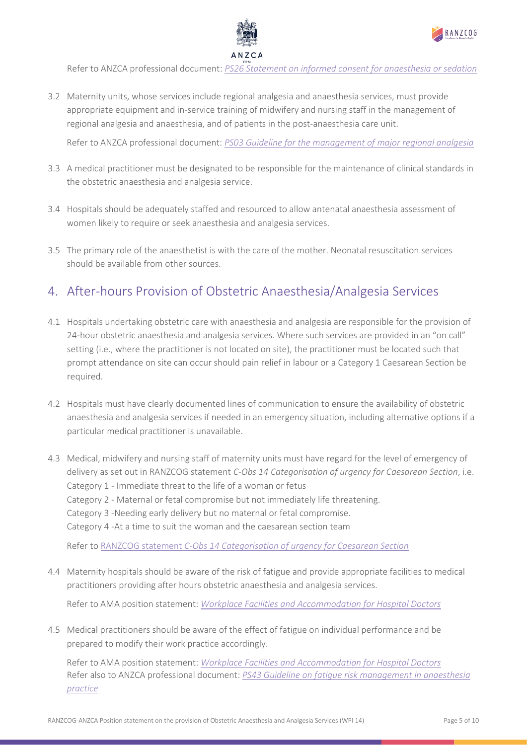Refer to ANZCA professional document: *PS26 Statement on informed consent for anaesthesia or sedation*

3.2 Maternity units, whose services include regional analgesia and anaesthesia services, must provide appropriate equipment and in-service training of midwifery and nursing staff in the management of regional analgesia and anaesthesia, and of patients in the post-anaesthesia care unit.

Refer to ANZCA professional document: *PS03 Guideline for the management of major regional analgesia*

3.3 A medical practitioner must be designated to be responsible for the maintenance of clinical standards in the obstetric anaesthesia and analgesia service.

3.4 Hospitals should be adequately staffed and resourced to allow antenatal anaesthesia assessment of women likely to require or seek anaesthesia and analgesia services.

3.5 The primary role of the anaesthetist is with the care of the mother. Neonatal resuscitation services should be available from other sources.

## 4. After-hours Provision of Obstetric Anaesthesia/Analgesia Services

4.1 Hospitals undertaking obstetric care with anaesthesia and analgesia are responsible for the provision of 24-hour obstetric anaesthesia and analgesia services. Where such services are provided in an "on call" setting (i.e., where the practitioner is not located on site), the practitioner must be located such that prompt attendance on site can occur should pain relief in labour or a Category 1 Caesarean Section be required.

4.2 Hospitals must have clearly documented lines of communication to ensure the availability of obstetric anaesthesia and analgesia services if needed in an emergency situation, including alternative options if a particular medical practitioner is unavailable.

4.3 Medical, midwifery and nursing staff of maternity units must have regard for the level of emergency of delivery as set out in RANZCOG statement *C-Obs 14 Categorisation of urgency for Caesarean Section*, i.e.
Category 1 - Immediate threat to the life of a woman or fetus
Category 2 - Maternal or fetal compromise but not immediately life threatening.
Category 3 -Needing early delivery but no maternal or fetal compromise.
Category 4 -At a time to suit the woman and the caesarean section team

Refer to RANZCOG statement *C-Obs 14 Categorisation of urgency for Caesarean Section*

4.4 Maternity hospitals should be aware of the risk of fatigue and provide appropriate facilities to medical practitioners providing after hours obstetric anaesthesia and analgesia services.

Refer to AMA position statement: *Workplace Facilities and Accommodation for Hospital Doctors*

4.5 Medical practitioners should be aware of the effect of fatigue on individual performance and be prepared to modify their work practice accordingly.

Refer to AMA position statement: *Workplace Facilities and Accommodation for Hospital Doctors*
Refer also to ANZCA professional document: *PS43 Guideline on fatigue risk management in anaesthesia practice*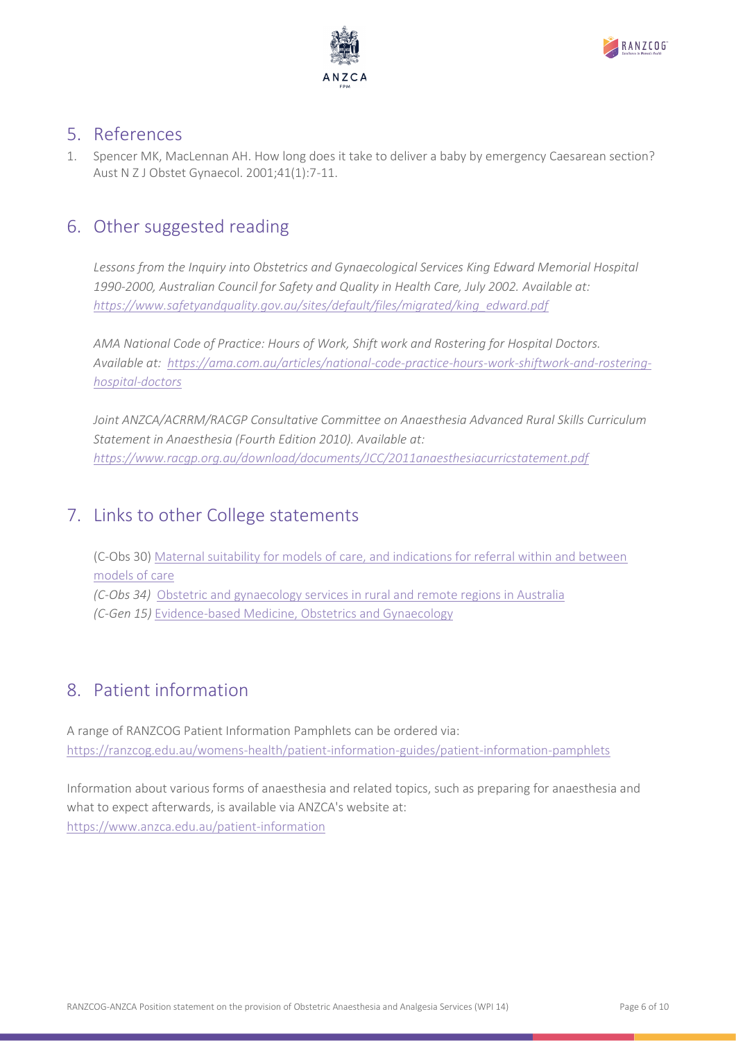## 5. References

1. Spencer MK, MacLennan AH. How long does it take to deliver a baby by emergency Caesarean section? Aust N Z J Obstet Gynaecol. 2001;41(1):7-11.

## 6. Other suggested reading

*Lessons from the Inquiry into Obstetrics and Gynaecological Services King Edward Memorial Hospital 1990-2000, Australian Council for Safety and Quality in Health Care, July 2002. Available at: https://www.safetyandquality.gov.au/sites/default/files/migrated/king_edward.pdf*

*AMA National Code of Practice: Hours of Work, Shift work and Rostering for Hospital Doctors. Available at: https://ama.com.au/articles/national-code-practice-hours-work-shiftwork-and-rostering-hospital-doctors*

*Joint ANZCA/ACRRM/RACGP Consultative Committee on Anaesthesia Advanced Rural Skills Curriculum Statement in Anaesthesia (Fourth Edition 2010). Available at: https://www.racgp.org.au/download/documents/JCC/2011anaesthesiacurricstatement.pdf*

## 7. Links to other College statements

(C-Obs 30) Maternal suitability for models of care, and indications for referral within and between models of care
*(C-Obs 34)* Obstetric and gynaecology services in rural and remote regions in Australia
*(C-Gen 15)* Evidence-based Medicine, Obstetrics and Gynaecology

## 8. Patient information

A range of RANZCOG Patient Information Pamphlets can be ordered via:
https://ranzcog.edu.au/womens-health/patient-information-guides/patient-information-pamphlets

Information about various forms of anaesthesia and related topics, such as preparing for anaesthesia and what to expect afterwards, is available via ANZCA's website at:
https://www.anzca.edu.au/patient-information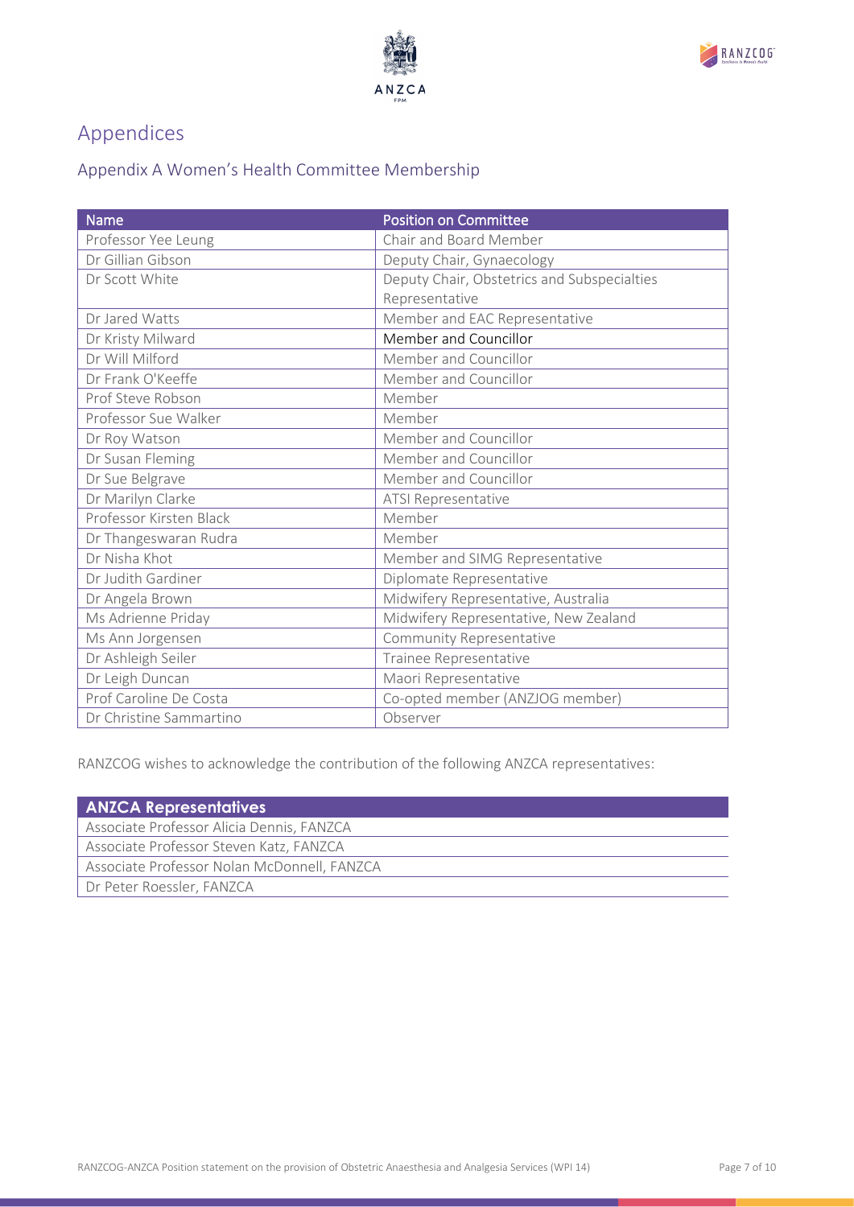# Appendices

## Appendix A Women's Health Committee Membership

| Name | Position on Committee |
| --- | --- |
| Professor Yee Leung | Chair and Board Member |
| Dr Gillian Gibson | Deputy Chair, Gynaecology |
| Dr Scott White | Deputy Chair, Obstetrics and Subspecialties Representative |
| Dr Jared Watts | Member and EAC Representative |
| Dr Kristy Milward | Member and Councillor |
| Dr Will Milford | Member and Councillor |
| Dr Frank O'Keeffe | Member and Councillor |
| Prof Steve Robson | Member |
| Professor Sue Walker | Member |
| Dr Roy Watson | Member and Councillor |
| Dr Susan Fleming | Member and Councillor |
| Dr Sue Belgrave | Member and Councillor |
| Dr Marilyn Clarke | ATSI Representative |
| Professor Kirsten Black | Member |
| Dr Thangeswaran Rudra | Member |
| Dr Nisha Khot | Member and SIMG Representative |
| Dr Judith Gardiner | Diplomate Representative |
| Dr Angela Brown | Midwifery Representative, Australia |
| Ms Adrienne Priday | Midwifery Representative, New Zealand |
| Ms Ann Jorgensen | Community Representative |
| Dr Ashleigh Seiler | Trainee Representative |
| Dr Leigh Duncan | Maori Representative |
| Prof Caroline De Costa | Co-opted member (ANZJOG member) |
| Dr Christine Sammartino | Observer |

RANZCOG wishes to acknowledge the contribution of the following ANZCA representatives:

| ANZCA Representatives |
| --- |
| Associate Professor Alicia Dennis, FANZCA |
| Associate Professor Steven Katz, FANZCA |
| Associate Professor Nolan McDonnell, FANZCA |
| Dr Peter Roessler, FANZCA |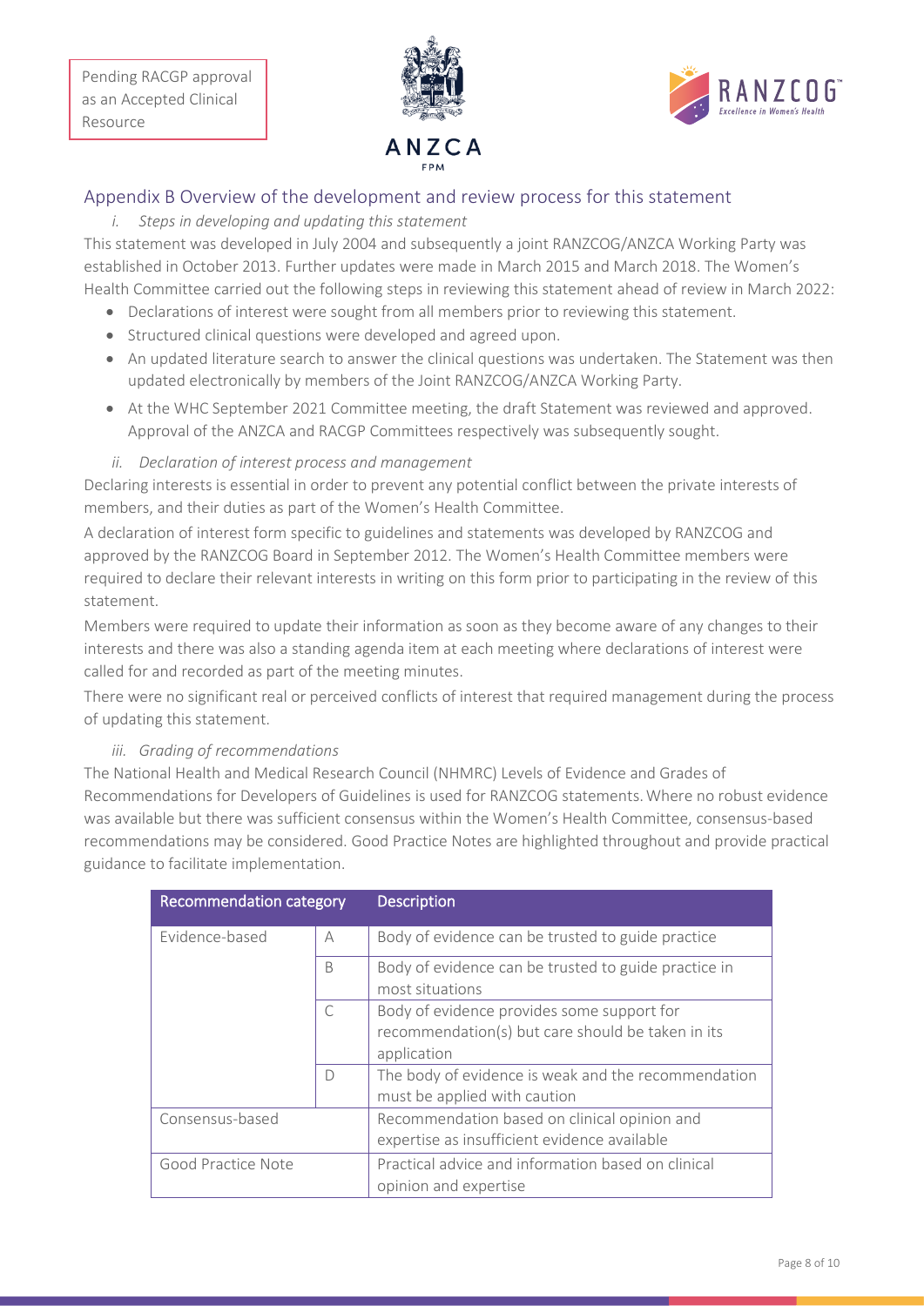Pending RACGP approval as an Accepted Clinical Resource

## Appendix B Overview of the development and review process for this statement

### *i. Steps in developing and updating this statement*

This statement was developed in July 2004 and subsequently a joint RANZCOG/ANZCA Working Party was established in October 2013. Further updates were made in March 2015 and March 2018. The Women's Health Committee carried out the following steps in reviewing this statement ahead of review in March 2022:

- Declarations of interest were sought from all members prior to reviewing this statement.
- Structured clinical questions were developed and agreed upon.
- An updated literature search to answer the clinical questions was undertaken. The Statement was then updated electronically by members of the Joint RANZCOG/ANZCA Working Party.
- At the WHC September 2021 Committee meeting, the draft Statement was reviewed and approved. Approval of the ANZCA and RACGP Committees respectively was subsequently sought.

### *ii. Declaration of interest process and management*

Declaring interests is essential in order to prevent any potential conflict between the private interests of members, and their duties as part of the Women's Health Committee.

A declaration of interest form specific to guidelines and statements was developed by RANZCOG and approved by the RANZCOG Board in September 2012. The Women's Health Committee members were required to declare their relevant interests in writing on this form prior to participating in the review of this statement.

Members were required to update their information as soon as they become aware of any changes to their interests and there was also a standing agenda item at each meeting where declarations of interest were called for and recorded as part of the meeting minutes.

There were no significant real or perceived conflicts of interest that required management during the process of updating this statement.

### *iii. Grading of recommendations*

The National Health and Medical Research Council (NHMRC) Levels of Evidence and Grades of Recommendations for Developers of Guidelines is used for RANZCOG statements. Where no robust evidence was available but there was sufficient consensus within the Women's Health Committee, consensus-based recommendations may be considered. Good Practice Notes are highlighted throughout and provide practical guidance to facilitate implementation.

| Recommendation category | | Description |
|---|---|---|
| Evidence-based | A | Body of evidence can be trusted to guide practice |
| | B | Body of evidence can be trusted to guide practice in most situations |
| | C | Body of evidence provides some support for recommendation(s) but care should be taken in its application |
| | D | The body of evidence is weak and the recommendation must be applied with caution |
| Consensus-based | | Recommendation based on clinical opinion and expertise as insufficient evidence available |
| Good Practice Note | | Practical advice and information based on clinical opinion and expertise |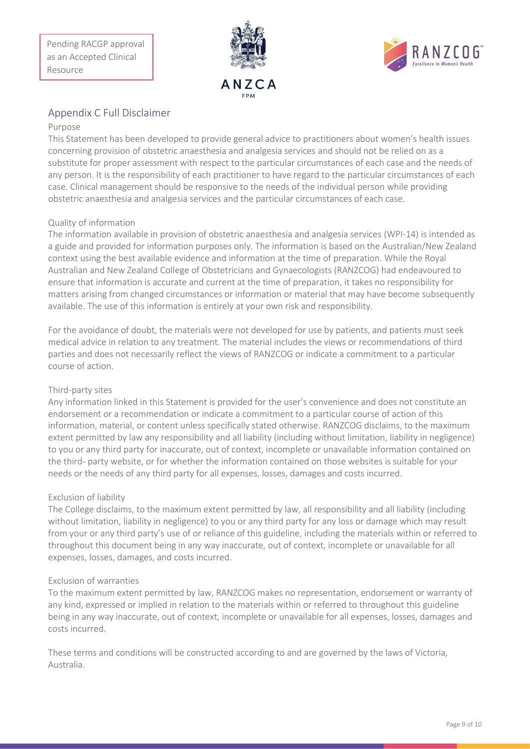Pending RACGP approval as an Accepted Clinical Resource

## Appendix C Full Disclaimer

Purpose

This Statement has been developed to provide general advice to practitioners about women's health issues concerning provision of obstetric anaesthesia and analgesia services and should not be relied on as a substitute for proper assessment with respect to the particular circumstances of each case and the needs of any person. It is the responsibility of each practitioner to have regard to the particular circumstances of each case. Clinical management should be responsive to the needs of the individual person while providing obstetric anaesthesia and analgesia services and the particular circumstances of each case.

Quality of information

The information available in provision of obstetric anaesthesia and analgesia services (WPI-14) is intended as a guide and provided for information purposes only. The information is based on the Australian/New Zealand context using the best available evidence and information at the time of preparation. While the Royal Australian and New Zealand College of Obstetricians and Gynaecologists (RANZCOG) had endeavoured to ensure that information is accurate and current at the time of preparation, it takes no responsibility for matters arising from changed circumstances or information or material that may have become subsequently available. The use of this information is entirely at your own risk and responsibility.

For the avoidance of doubt, the materials were not developed for use by patients, and patients must seek medical advice in relation to any treatment. The material includes the views or recommendations of third parties and does not necessarily reflect the views of RANZCOG or indicate a commitment to a particular course of action.

Third-party sites

Any information linked in this Statement is provided for the user's convenience and does not constitute an endorsement or a recommendation or indicate a commitment to a particular course of action of this information, material, or content unless specifically stated otherwise. RANZCOG disclaims, to the maximum extent permitted by law any responsibility and all liability (including without limitation, liability in negligence) to you or any third party for inaccurate, out of context, incomplete or unavailable information contained on the third- party website, or for whether the information contained on those websites is suitable for your needs or the needs of any third party for all expenses, losses, damages and costs incurred.

Exclusion of liability

The College disclaims, to the maximum extent permitted by law, all responsibility and all liability (including without limitation, liability in negligence) to you or any third party for any loss or damage which may result from your or any third party's use of or reliance of this guideline, including the materials within or referred to throughout this document being in any way inaccurate, out of context, incomplete or unavailable for all expenses, losses, damages, and costs incurred.

Exclusion of warranties

To the maximum extent permitted by law, RANZCOG makes no representation, endorsement or warranty of any kind, expressed or implied in relation to the materials within or referred to throughout this guideline being in any way inaccurate, out of context, incomplete or unavailable for all expenses, losses, damages and costs incurred.

These terms and conditions will be constructed according to and are governed by the laws of Victoria, Australia.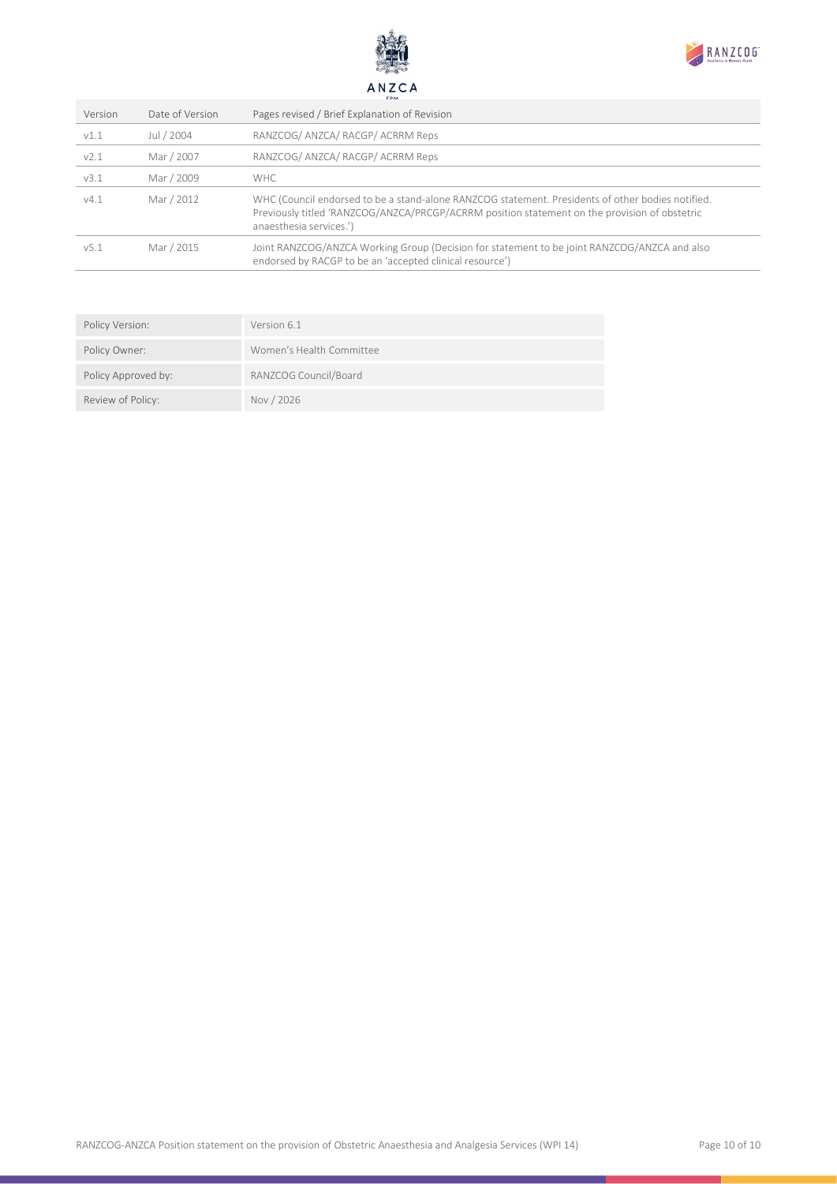| Version | Date of Version | Pages revised / Brief Explanation of Revision |
|---|---|---|
| v1.1 | Jul / 2004 | RANZCOG/ ANZCA/ RACGP/ ACRRM Reps |
| v2.1 | Mar / 2007 | RANZCOG/ ANZCA/ RACGP/ ACRRM Reps |
| v3.1 | Mar / 2009 | WHC |
| v4.1 | Mar / 2012 | WHC (Council endorsed to be a stand-alone RANZCOG statement. Presidents of other bodies notified. Previously titled 'RANZCOG/ANZCA/PRCGP/ACRRM position statement on the provision of obstetric anaesthesia services.') |
| v5.1 | Mar / 2015 | Joint RANZCOG/ANZCA Working Group (Decision for statement to be joint RANZCOG/ANZCA and also endorsed by RACGP to be an 'accepted clinical resource') |

| | |
|---|---|
| Policy Version: | Version 6.1 |
| Policy Owner: | Women's Health Committee |
| Policy Approved by: | RANZCOG Council/Board |
| Review of Policy: | Nov / 2026 |